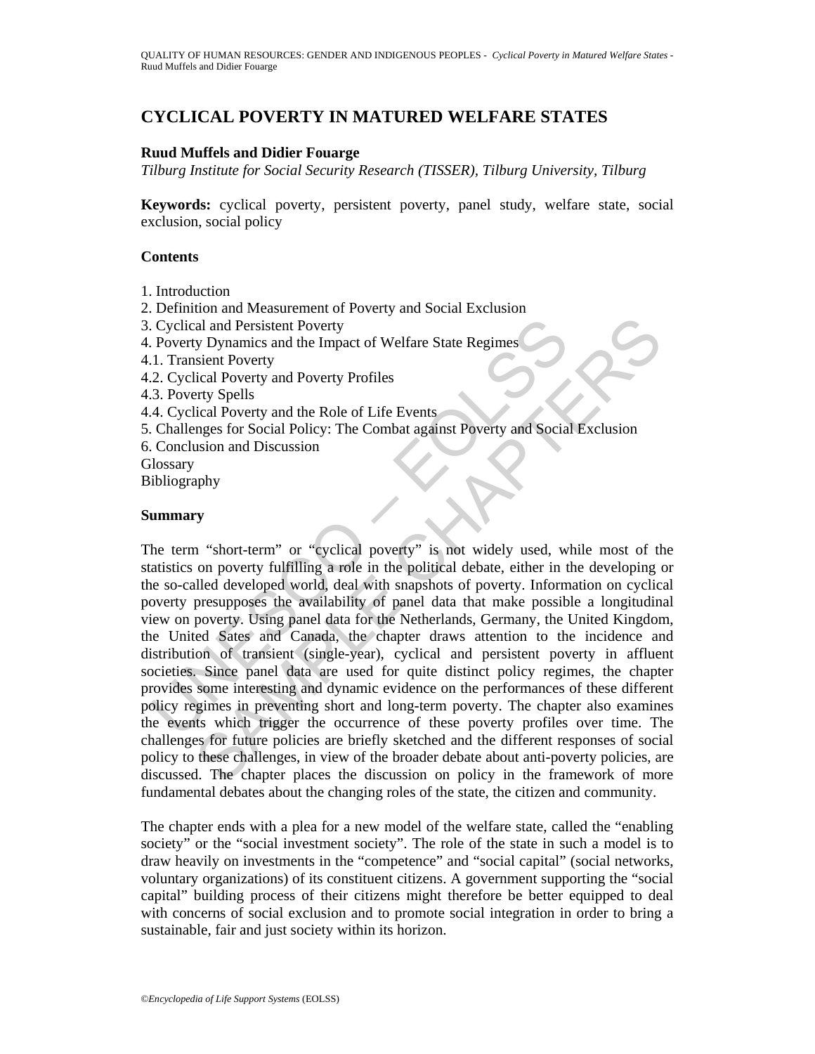# CYCLICAL POVERTY IN MATURED WELFARE STATES

**Ruud Muffels and Didier Fouarge**

*Tilburg Institute for Social Security Research (TISSER), Tilburg University, Tilburg*

**Keywords:** cyclical poverty, persistent poverty, panel study, welfare state, social exclusion, social policy

## Contents

1. Introduction
2. Definition and Measurement of Poverty and Social Exclusion
3. Cyclical and Persistent Poverty
4. Poverty Dynamics and the Impact of Welfare State Regimes
4.1. Transient Poverty
4.2. Cyclical Poverty and Poverty Profiles
4.3. Poverty Spells
4.4. Cyclical Poverty and the Role of Life Events
5. Challenges for Social Policy: The Combat against Poverty and Social Exclusion
6. Conclusion and Discussion

Glossary

Bibliography

## Summary

The term "short-term" or "cyclical poverty" is not widely used, while most of the statistics on poverty fulfilling a role in the political debate, either in the developing or the so-called developed world, deal with snapshots of poverty. Information on cyclical poverty presupposes the availability of panel data that make possible a longitudinal view on poverty. Using panel data for the Netherlands, Germany, the United Kingdom, the United Sates and Canada, the chapter draws attention to the incidence and distribution of transient (single-year), cyclical and persistent poverty in affluent societies. Since panel data are used for quite distinct policy regimes, the chapter provides some interesting and dynamic evidence on the performances of these different policy regimes in preventing short and long-term poverty. The chapter also examines the events which trigger the occurrence of these poverty profiles over time. The challenges for future policies are briefly sketched and the different responses of social policy to these challenges, in view of the broader debate about anti-poverty policies, are discussed. The chapter places the discussion on policy in the framework of more fundamental debates about the changing roles of the state, the citizen and community.

The chapter ends with a plea for a new model of the welfare state, called the "enabling society" or the "social investment society". The role of the state in such a model is to draw heavily on investments in the "competence" and "social capital" (social networks, voluntary organizations) of its constituent citizens. A government supporting the "social capital" building process of their citizens might therefore be better equipped to deal with concerns of social exclusion and to promote social integration in order to bring a sustainable, fair and just society within its horizon.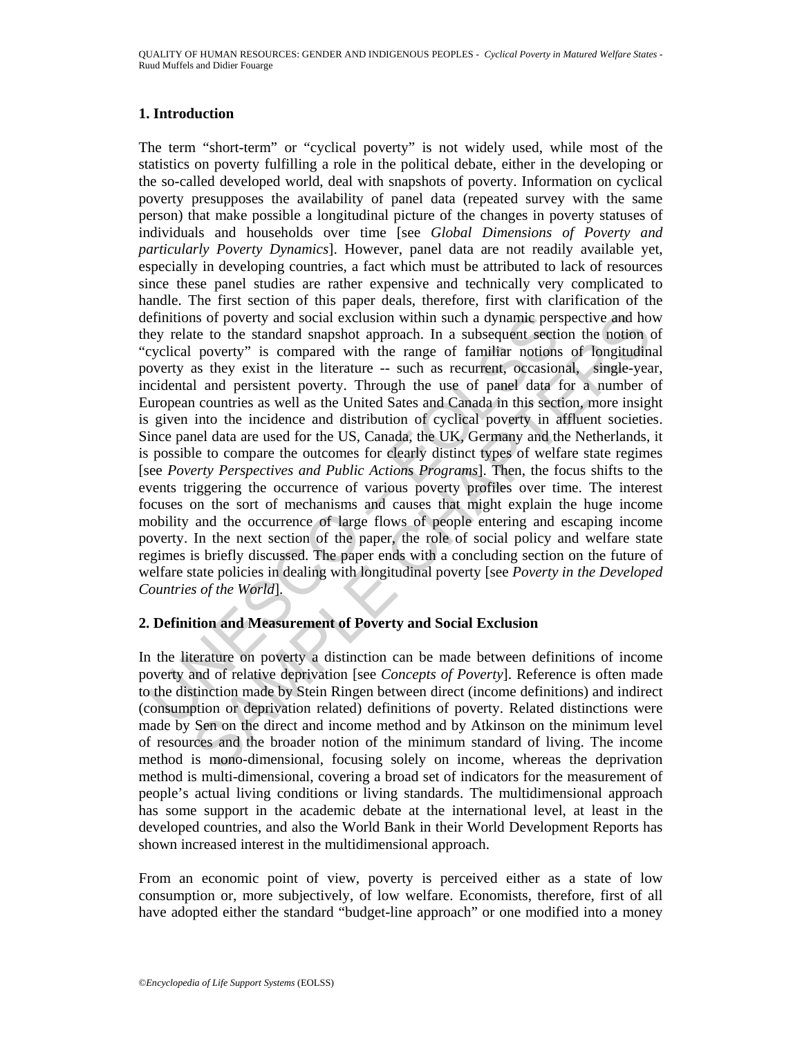## 1. Introduction

The term "short-term" or "cyclical poverty" is not widely used, while most of the statistics on poverty fulfilling a role in the political debate, either in the developing or the so-called developed world, deal with snapshots of poverty. Information on cyclical poverty presupposes the availability of panel data (repeated survey with the same person) that make possible a longitudinal picture of the changes in poverty statuses of individuals and households over time [see *Global Dimensions of Poverty and particularly Poverty Dynamics*]. However, panel data are not readily available yet, especially in developing countries, a fact which must be attributed to lack of resources since these panel studies are rather expensive and technically very complicated to handle. The first section of this paper deals, therefore, first with clarification of the definitions of poverty and social exclusion within such a dynamic perspective and how they relate to the standard snapshot approach. In a subsequent section the notion of "cyclical poverty" is compared with the range of familiar notions of longitudinal poverty as they exist in the literature -- such as recurrent, occasional, single-year, incidental and persistent poverty. Through the use of panel data for a number of European countries as well as the United Sates and Canada in this section, more insight is given into the incidence and distribution of cyclical poverty in affluent societies. Since panel data are used for the US, Canada, the UK, Germany and the Netherlands, it is possible to compare the outcomes for clearly distinct types of welfare state regimes [see *Poverty Perspectives and Public Actions Programs*]. Then, the focus shifts to the events triggering the occurrence of various poverty profiles over time. The interest focuses on the sort of mechanisms and causes that might explain the huge income mobility and the occurrence of large flows of people entering and escaping income poverty. In the next section of the paper, the role of social policy and welfare state regimes is briefly discussed. The paper ends with a concluding section on the future of welfare state policies in dealing with longitudinal poverty [see *Poverty in the Developed Countries of the World*].

## 2. Definition and Measurement of Poverty and Social Exclusion

In the literature on poverty a distinction can be made between definitions of income poverty and of relative deprivation [see *Concepts of Poverty*]. Reference is often made to the distinction made by Stein Ringen between direct (income definitions) and indirect (consumption or deprivation related) definitions of poverty. Related distinctions were made by Sen on the direct and income method and by Atkinson on the minimum level of resources and the broader notion of the minimum standard of living. The income method is mono-dimensional, focusing solely on income, whereas the deprivation method is multi-dimensional, covering a broad set of indicators for the measurement of people's actual living conditions or living standards. The multidimensional approach has some support in the academic debate at the international level, at least in the developed countries, and also the World Bank in their World Development Reports has shown increased interest in the multidimensional approach.

From an economic point of view, poverty is perceived either as a state of low consumption or, more subjectively, of low welfare. Economists, therefore, first of all have adopted either the standard "budget-line approach" or one modified into a money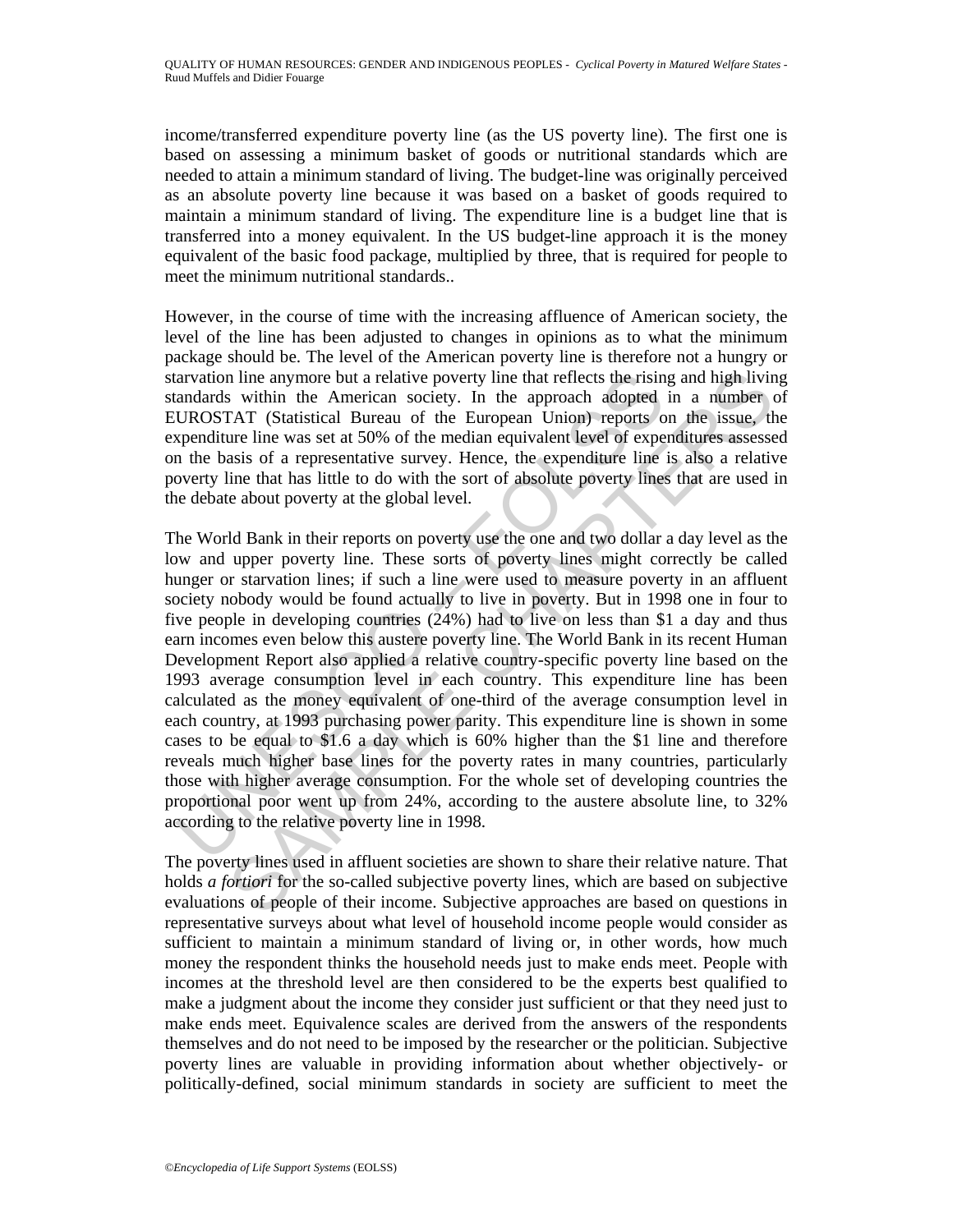income/transferred expenditure poverty line (as the US poverty line). The first one is based on assessing a minimum basket of goods or nutritional standards which are needed to attain a minimum standard of living. The budget-line was originally perceived as an absolute poverty line because it was based on a basket of goods required to maintain a minimum standard of living. The expenditure line is a budget line that is transferred into a money equivalent. In the US budget-line approach it is the money equivalent of the basic food package, multiplied by three, that is required for people to meet the minimum nutritional standards..

However, in the course of time with the increasing affluence of American society, the level of the line has been adjusted to changes in opinions as to what the minimum package should be. The level of the American poverty line is therefore not a hungry or starvation line anymore but a relative poverty line that reflects the rising and high living standards within the American society. In the approach adopted in a number of EUROSTAT (Statistical Bureau of the European Union) reports on the issue, the expenditure line was set at 50% of the median equivalent level of expenditures assessed on the basis of a representative survey. Hence, the expenditure line is also a relative poverty line that has little to do with the sort of absolute poverty lines that are used in the debate about poverty at the global level.

The World Bank in their reports on poverty use the one and two dollar a day level as the low and upper poverty line. These sorts of poverty lines might correctly be called hunger or starvation lines; if such a line were used to measure poverty in an affluent society nobody would be found actually to live in poverty. But in 1998 one in four to five people in developing countries (24%) had to live on less than \$1 a day and thus earn incomes even below this austere poverty line. The World Bank in its recent Human Development Report also applied a relative country-specific poverty line based on the 1993 average consumption level in each country. This expenditure line has been calculated as the money equivalent of one-third of the average consumption level in each country, at 1993 purchasing power parity. This expenditure line is shown in some cases to be equal to \$1.6 a day which is 60% higher than the \$1 line and therefore reveals much higher base lines for the poverty rates in many countries, particularly those with higher average consumption. For the whole set of developing countries the proportional poor went up from 24%, according to the austere absolute line, to 32% according to the relative poverty line in 1998.

The poverty lines used in affluent societies are shown to share their relative nature. That holds *a fortiori* for the so-called subjective poverty lines, which are based on subjective evaluations of people of their income. Subjective approaches are based on questions in representative surveys about what level of household income people would consider as sufficient to maintain a minimum standard of living or, in other words, how much money the respondent thinks the household needs just to make ends meet. People with incomes at the threshold level are then considered to be the experts best qualified to make a judgment about the income they consider just sufficient or that they need just to make ends meet. Equivalence scales are derived from the answers of the respondents themselves and do not need to be imposed by the researcher or the politician. Subjective poverty lines are valuable in providing information about whether objectively- or politically-defined, social minimum standards in society are sufficient to meet the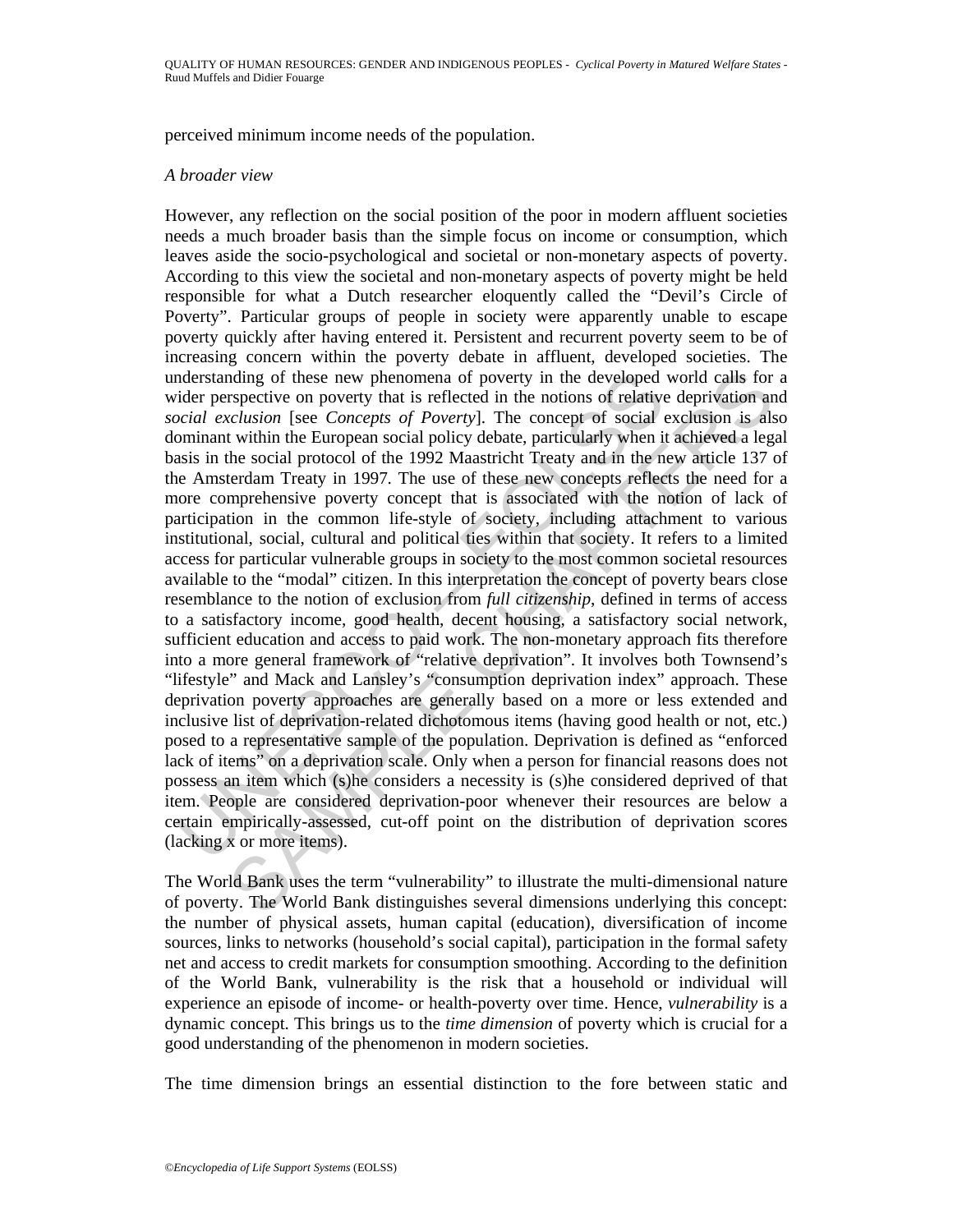perceived minimum income needs of the population.

*A broader view*

However, any reflection on the social position of the poor in modern affluent societies needs a much broader basis than the simple focus on income or consumption, which leaves aside the socio-psychological and societal or non-monetary aspects of poverty. According to this view the societal and non-monetary aspects of poverty might be held responsible for what a Dutch researcher eloquently called the "Devil's Circle of Poverty". Particular groups of people in society were apparently unable to escape poverty quickly after having entered it. Persistent and recurrent poverty seem to be of increasing concern within the poverty debate in affluent, developed societies. The understanding of these new phenomena of poverty in the developed world calls for a wider perspective on poverty that is reflected in the notions of relative deprivation and *social exclusion* [see *Concepts of Poverty*]. The concept of social exclusion is also dominant within the European social policy debate, particularly when it achieved a legal basis in the social protocol of the 1992 Maastricht Treaty and in the new article 137 of the Amsterdam Treaty in 1997. The use of these new concepts reflects the need for a more comprehensive poverty concept that is associated with the notion of lack of participation in the common life-style of society, including attachment to various institutional, social, cultural and political ties within that society. It refers to a limited access for particular vulnerable groups in society to the most common societal resources available to the "modal" citizen. In this interpretation the concept of poverty bears close resemblance to the notion of exclusion from *full citizenship*, defined in terms of access to a satisfactory income, good health, decent housing, a satisfactory social network, sufficient education and access to paid work. The non-monetary approach fits therefore into a more general framework of "relative deprivation". It involves both Townsend's "lifestyle" and Mack and Lansley's "consumption deprivation index" approach. These deprivation poverty approaches are generally based on a more or less extended and inclusive list of deprivation-related dichotomous items (having good health or not, etc.) posed to a representative sample of the population. Deprivation is defined as "enforced lack of items" on a deprivation scale. Only when a person for financial reasons does not possess an item which (s)he considers a necessity is (s)he considered deprived of that item. People are considered deprivation-poor whenever their resources are below a certain empirically-assessed, cut-off point on the distribution of deprivation scores (lacking x or more items).

The World Bank uses the term "vulnerability" to illustrate the multi-dimensional nature of poverty. The World Bank distinguishes several dimensions underlying this concept: the number of physical assets, human capital (education), diversification of income sources, links to networks (household's social capital), participation in the formal safety net and access to credit markets for consumption smoothing. According to the definition of the World Bank, vulnerability is the risk that a household or individual will experience an episode of income- or health-poverty over time. Hence, *vulnerability* is a dynamic concept. This brings us to the *time dimension* of poverty which is crucial for a good understanding of the phenomenon in modern societies.

The time dimension brings an essential distinction to the fore between static and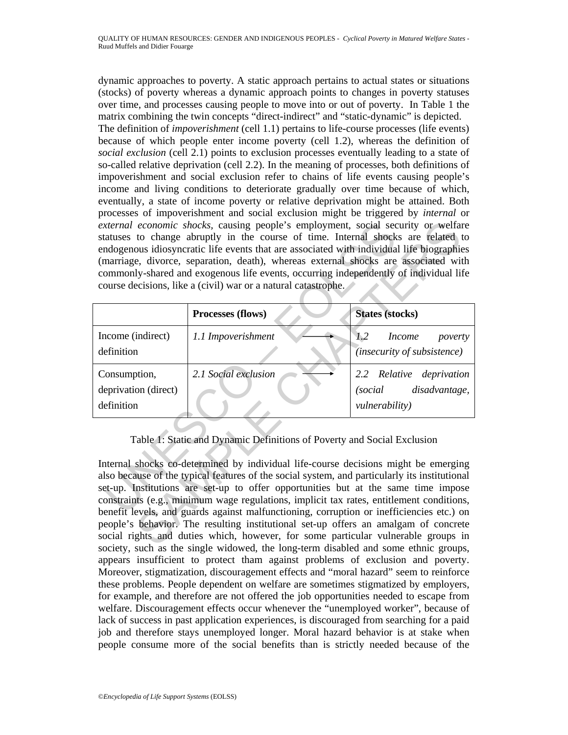dynamic approaches to poverty. A static approach pertains to actual states or situations (stocks) of poverty whereas a dynamic approach points to changes in poverty statuses over time, and processes causing people to move into or out of poverty. In Table 1 the matrix combining the twin concepts "direct-indirect" and "static-dynamic" is depicted.

The definition of *impoverishment* (cell 1.1) pertains to life-course processes (life events) because of which people enter income poverty (cell 1.2), whereas the definition of *social exclusion* (cell 2.1) points to exclusion processes eventually leading to a state of so-called relative deprivation (cell 2.2). In the meaning of processes, both definitions of impoverishment and social exclusion refer to chains of life events causing people's income and living conditions to deteriorate gradually over time because of which, eventually, a state of income poverty or relative deprivation might be attained. Both processes of impoverishment and social exclusion might be triggered by *internal* or *external economic shocks*, causing people's employment, social security or welfare statuses to change abruptly in the course of time. Internal shocks are related to endogenous idiosyncratic life events that are associated with individual life biographies (marriage, divorce, separation, death), whereas external shocks are associated with commonly-shared and exogenous life events, occurring independently of individual life course decisions, like a (civil) war or a natural catastrophe.

| | **Processes (flows)** | **States (stocks)** |
|---|---|---|
| Income (indirect) definition | *1.1 Impoverishment* ⟶ | *1.2 Income poverty (insecurity of subsistence)* |
| Consumption, deprivation (direct) definition | *2.1 Social exclusion* ⟶ | *2.2 Relative deprivation (social disadvantage, vulnerability)* |

Table 1: Static and Dynamic Definitions of Poverty and Social Exclusion

Internal shocks co-determined by individual life-course decisions might be emerging also because of the typical features of the social system, and particularly its institutional set-up. Institutions are set-up to offer opportunities but at the same time impose constraints (e.g., minimum wage regulations, implicit tax rates, entitlement conditions, benefit levels, and guards against malfunctioning, corruption or inefficiencies etc.) on people's behavior. The resulting institutional set-up offers an amalgam of concrete social rights and duties which, however, for some particular vulnerable groups in society, such as the single widowed, the long-term disabled and some ethnic groups, appears insufficient to protect tham against problems of exclusion and poverty. Moreover, stigmatization, discouragement effects and "moral hazard" seem to reinforce these problems. People dependent on welfare are sometimes stigmatized by employers, for example, and therefore are not offered the job opportunities needed to escape from welfare. Discouragement effects occur whenever the "unemployed worker", because of lack of success in past application experiences, is discouraged from searching for a paid job and therefore stays unemployed longer. Moral hazard behavior is at stake when people consume more of the social benefits than is strictly needed because of the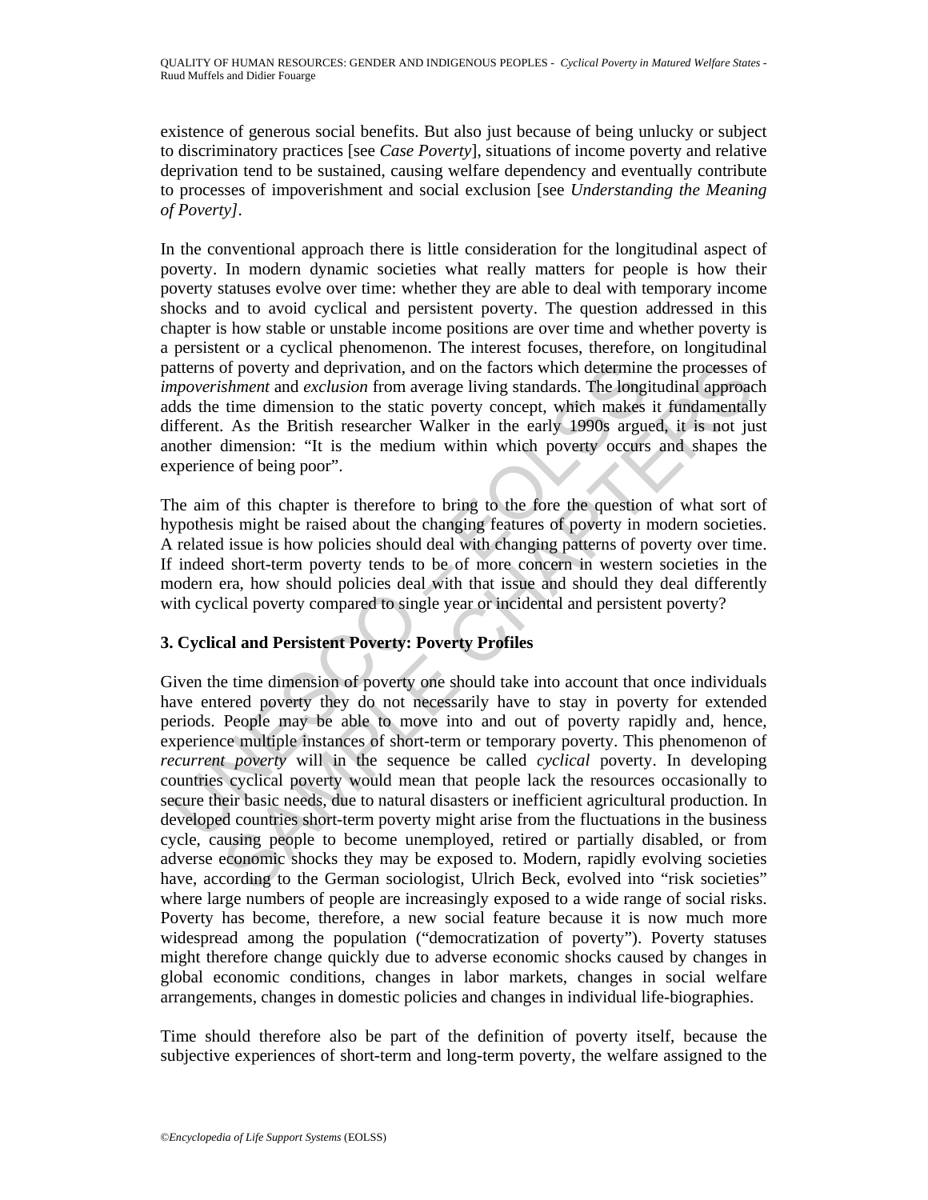existence of generous social benefits. But also just because of being unlucky or subject to discriminatory practices [see *Case Poverty*], situations of income poverty and relative deprivation tend to be sustained, causing welfare dependency and eventually contribute to processes of impoverishment and social exclusion [see *Understanding the Meaning of Poverty]*.

In the conventional approach there is little consideration for the longitudinal aspect of poverty. In modern dynamic societies what really matters for people is how their poverty statuses evolve over time: whether they are able to deal with temporary income shocks and to avoid cyclical and persistent poverty. The question addressed in this chapter is how stable or unstable income positions are over time and whether poverty is a persistent or a cyclical phenomenon. The interest focuses, therefore, on longitudinal patterns of poverty and deprivation, and on the factors which determine the processes of *impoverishment* and *exclusion* from average living standards. The longitudinal approach adds the time dimension to the static poverty concept, which makes it fundamentally different. As the British researcher Walker in the early 1990s argued, it is not just another dimension: "It is the medium within which poverty occurs and shapes the experience of being poor".

The aim of this chapter is therefore to bring to the fore the question of what sort of hypothesis might be raised about the changing features of poverty in modern societies. A related issue is how policies should deal with changing patterns of poverty over time. If indeed short-term poverty tends to be of more concern in western societies in the modern era, how should policies deal with that issue and should they deal differently with cyclical poverty compared to single year or incidental and persistent poverty?

## 3. Cyclical and Persistent Poverty: Poverty Profiles

Given the time dimension of poverty one should take into account that once individuals have entered poverty they do not necessarily have to stay in poverty for extended periods. People may be able to move into and out of poverty rapidly and, hence, experience multiple instances of short-term or temporary poverty. This phenomenon of *recurrent poverty* will in the sequence be called *cyclical* poverty. In developing countries cyclical poverty would mean that people lack the resources occasionally to secure their basic needs, due to natural disasters or inefficient agricultural production. In developed countries short-term poverty might arise from the fluctuations in the business cycle, causing people to become unemployed, retired or partially disabled, or from adverse economic shocks they may be exposed to. Modern, rapidly evolving societies have, according to the German sociologist, Ulrich Beck, evolved into "risk societies" where large numbers of people are increasingly exposed to a wide range of social risks. Poverty has become, therefore, a new social feature because it is now much more widespread among the population ("democratization of poverty"). Poverty statuses might therefore change quickly due to adverse economic shocks caused by changes in global economic conditions, changes in labor markets, changes in social welfare arrangements, changes in domestic policies and changes in individual life-biographies.

Time should therefore also be part of the definition of poverty itself, because the subjective experiences of short-term and long-term poverty, the welfare assigned to the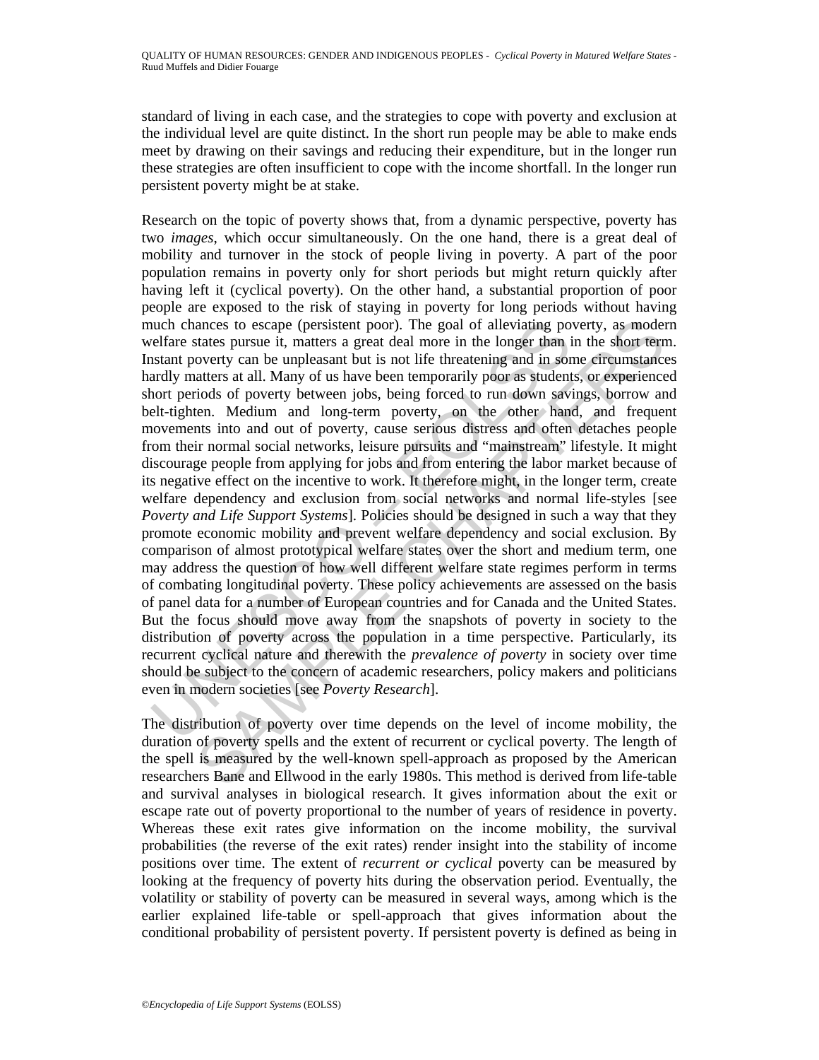standard of living in each case, and the strategies to cope with poverty and exclusion at the individual level are quite distinct. In the short run people may be able to make ends meet by drawing on their savings and reducing their expenditure, but in the longer run these strategies are often insufficient to cope with the income shortfall. In the longer run persistent poverty might be at stake.

Research on the topic of poverty shows that, from a dynamic perspective, poverty has two *images*, which occur simultaneously. On the one hand, there is a great deal of mobility and turnover in the stock of people living in poverty. A part of the poor population remains in poverty only for short periods but might return quickly after having left it (cyclical poverty). On the other hand, a substantial proportion of poor people are exposed to the risk of staying in poverty for long periods without having much chances to escape (persistent poor). The goal of alleviating poverty, as modern welfare states pursue it, matters a great deal more in the longer than in the short term. Instant poverty can be unpleasant but is not life threatening and in some circumstances hardly matters at all. Many of us have been temporarily poor as students, or experienced short periods of poverty between jobs, being forced to run down savings, borrow and belt-tighten. Medium and long-term poverty, on the other hand, and frequent movements into and out of poverty, cause serious distress and often detaches people from their normal social networks, leisure pursuits and "mainstream" lifestyle. It might discourage people from applying for jobs and from entering the labor market because of its negative effect on the incentive to work. It therefore might, in the longer term, create welfare dependency and exclusion from social networks and normal life-styles [see *Poverty and Life Support Systems*]. Policies should be designed in such a way that they promote economic mobility and prevent welfare dependency and social exclusion. By comparison of almost prototypical welfare states over the short and medium term, one may address the question of how well different welfare state regimes perform in terms of combating longitudinal poverty. These policy achievements are assessed on the basis of panel data for a number of European countries and for Canada and the United States. But the focus should move away from the snapshots of poverty in society to the distribution of poverty across the population in a time perspective. Particularly, its recurrent cyclical nature and therewith the *prevalence of poverty* in society over time should be subject to the concern of academic researchers, policy makers and politicians even in modern societies [see *Poverty Research*].

The distribution of poverty over time depends on the level of income mobility, the duration of poverty spells and the extent of recurrent or cyclical poverty. The length of the spell is measured by the well-known spell-approach as proposed by the American researchers Bane and Ellwood in the early 1980s. This method is derived from life-table and survival analyses in biological research. It gives information about the exit or escape rate out of poverty proportional to the number of years of residence in poverty. Whereas these exit rates give information on the income mobility, the survival probabilities (the reverse of the exit rates) render insight into the stability of income positions over time. The extent of *recurrent or cyclical* poverty can be measured by looking at the frequency of poverty hits during the observation period. Eventually, the volatility or stability of poverty can be measured in several ways, among which is the earlier explained life-table or spell-approach that gives information about the conditional probability of persistent poverty. If persistent poverty is defined as being in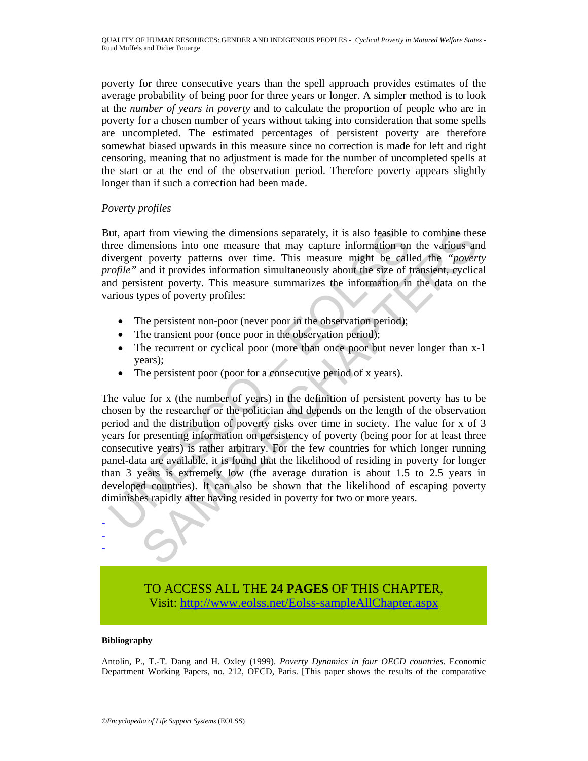poverty for three consecutive years than the spell approach provides estimates of the average probability of being poor for three years or longer. A simpler method is to look at the *number of years in poverty* and to calculate the proportion of people who are in poverty for a chosen number of years without taking into consideration that some spells are uncompleted. The estimated percentages of persistent poverty are therefore somewhat biased upwards in this measure since no correction is made for left and right censoring, meaning that no adjustment is made for the number of uncompleted spells at the start or at the end of the observation period. Therefore poverty appears slightly longer than if such a correction had been made.

*Poverty profiles*

But, apart from viewing the dimensions separately, it is also feasible to combine these three dimensions into one measure that may capture information on the various and divergent poverty patterns over time. This measure might be called the *"poverty profile"* and it provides information simultaneously about the size of transient, cyclical and persistent poverty. This measure summarizes the information in the data on the various types of poverty profiles:

- The persistent non-poor (never poor in the observation period);
- The transient poor (once poor in the observation period);
- The recurrent or cyclical poor (more than once poor but never longer than x-1 years);
- The persistent poor (poor for a consecutive period of x years).

The value for x (the number of years) in the definition of persistent poverty has to be chosen by the researcher or the politician and depends on the length of the observation period and the distribution of poverty risks over time in society. The value for x of 3 years for presenting information on persistency of poverty (being poor for at least three consecutive years) is rather arbitrary. For the few countries for which longer running panel-data are available, it is found that the likelihood of residing in poverty for longer than 3 years is extremely low (the average duration is about 1.5 to 2.5 years in developed countries). It can also be shown that the likelihood of escaping poverty diminishes rapidly after having resided in poverty for two or more years.

-
-
-

TO ACCESS ALL THE **24 PAGES** OF THIS CHAPTER,
Visit: http://www.eolss.net/Eolss-sampleAllChapter.aspx

**Bibliography**

Antolin, P., T.-T. Dang and H. Oxley (1999). *Poverty Dynamics in four OECD countries*. Economic Department Working Papers, no. 212, OECD, Paris. [This paper shows the results of the comparative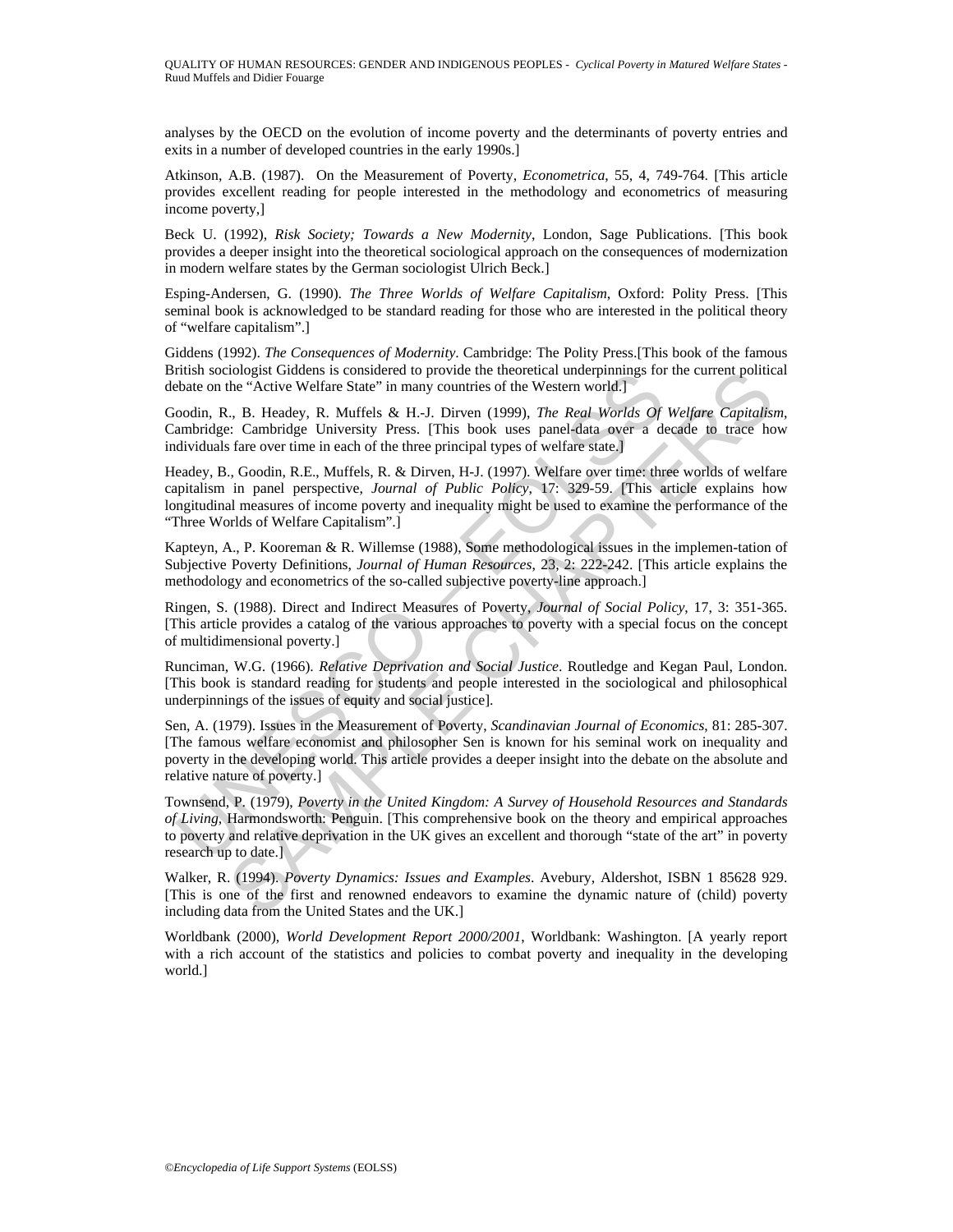analyses by the OECD on the evolution of income poverty and the determinants of poverty entries and exits in a number of developed countries in the early 1990s.]

Atkinson, A.B. (1987). On the Measurement of Poverty, *Econometrica*, 55, 4, 749-764. [This article provides excellent reading for people interested in the methodology and econometrics of measuring income poverty,]

Beck U. (1992), *Risk Society; Towards a New Modernity*, London, Sage Publications. [This book provides a deeper insight into the theoretical sociological approach on the consequences of modernization in modern welfare states by the German sociologist Ulrich Beck.]

Esping-Andersen, G. (1990). *The Three Worlds of Welfare Capitalism*, Oxford: Polity Press. [This seminal book is acknowledged to be standard reading for those who are interested in the political theory of "welfare capitalism".]

Giddens (1992). *The Consequences of Modernity*. Cambridge: The Polity Press.[This book of the famous British sociologist Giddens is considered to provide the theoretical underpinnings for the current political debate on the "Active Welfare State" in many countries of the Western world.]

Goodin, R., B. Headey, R. Muffels & H.-J. Dirven (1999), *The Real Worlds Of Welfare Capitalism*, Cambridge: Cambridge University Press. [This book uses panel-data over a decade to trace how individuals fare over time in each of the three principal types of welfare state.]

Headey, B., Goodin, R.E., Muffels, R. & Dirven, H-J. (1997). Welfare over time: three worlds of welfare capitalism in panel perspective, *Journal of Public Policy*, 17: 329-59. [This article explains how longitudinal measures of income poverty and inequality might be used to examine the performance of the "Three Worlds of Welfare Capitalism".]

Kapteyn, A., P. Kooreman & R. Willemse (1988), Some methodological issues in the implemen-tation of Subjective Poverty Definitions, *Journal of Human Resources*, 23, 2: 222-242. [This article explains the methodology and econometrics of the so-called subjective poverty-line approach.]

Ringen, S. (1988). Direct and Indirect Measures of Poverty, *Journal of Social Policy*, 17, 3: 351-365. [This article provides a catalog of the various approaches to poverty with a special focus on the concept of multidimensional poverty.]

Runciman, W.G. (1966). *Relative Deprivation and Social Justice*. Routledge and Kegan Paul, London. [This book is standard reading for students and people interested in the sociological and philosophical underpinnings of the issues of equity and social justice].

Sen, A. (1979). Issues in the Measurement of Poverty, *Scandinavian Journal of Economics*, 81: 285-307. [The famous welfare economist and philosopher Sen is known for his seminal work on inequality and poverty in the developing world. This article provides a deeper insight into the debate on the absolute and relative nature of poverty.]

Townsend, P. (1979), *Poverty in the United Kingdom: A Survey of Household Resources and Standards of Living*, Harmondsworth: Penguin. [This comprehensive book on the theory and empirical approaches to poverty and relative deprivation in the UK gives an excellent and thorough "state of the art" in poverty research up to date.]

Walker, R. (1994). *Poverty Dynamics: Issues and Examples*. Avebury, Aldershot, ISBN 1 85628 929. [This is one of the first and renowned endeavors to examine the dynamic nature of (child) poverty including data from the United States and the UK.]

Worldbank (2000), *World Development Report 2000/2001*, Worldbank: Washington. [A yearly report with a rich account of the statistics and policies to combat poverty and inequality in the developing world.]